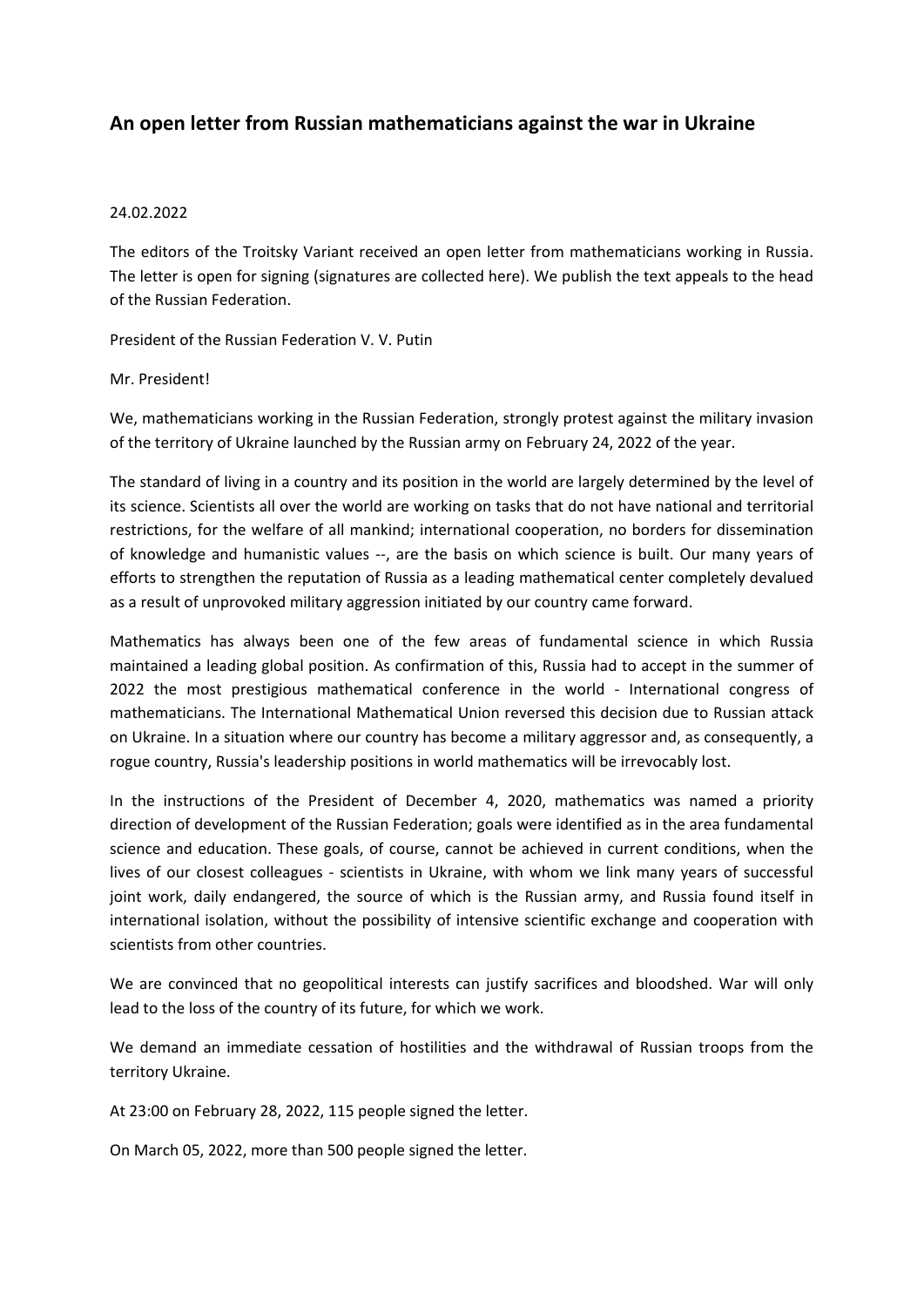## An open letter from Russian mathematicians against the war in Ukraine

24.02.2022

The editors of the Troitsky Variant received an open letter from mathematicians working in Russia. The letter is open for signing (signatures are collected here). We publish the text appeals to the head of the Russian Federation.

President of the Russian Federation V. V. Putin

Mr. President!

We, mathematicians working in the Russian Federation, strongly protest against the military invasion of the territory of Ukraine launched by the Russian army on February 24, 2022 of the year.

The standard of living in a country and its position in the world are largely determined by the level of its science. Scientists all over the world are working on tasks that do not have national and territorial restrictions, for the welfare of all mankind; international cooperation, no borders for dissemination of knowledge and humanistic values --, are the basis on which science is built. Our many years of efforts to strengthen the reputation of Russia as a leading mathematical center completely devalued as a result of unprovoked military aggression initiated by our country came forward.

Mathematics has always been one of the few areas of fundamental science in which Russia maintained a leading global position. As confirmation of this, Russia had to accept in the summer of 2022 the most prestigious mathematical conference in the world - International congress of mathematicians. The International Mathematical Union reversed this decision due to Russian attack on Ukraine. In a situation where our country has become a military aggressor and, as consequently, a rogue country, Russia's leadership positions in world mathematics will be irrevocably lost.

In the instructions of the President of December 4, 2020, mathematics was named a priority direction of development of the Russian Federation; goals were identified as in the area fundamental science and education. These goals, of course, cannot be achieved in current conditions, when the lives of our closest colleagues - scientists in Ukraine, with whom we link many years of successful joint work, daily endangered, the source of which is the Russian army, and Russia found itself in international isolation, without the possibility of intensive scientific exchange and cooperation with scientists from other countries.

We are convinced that no geopolitical interests can justify sacrifices and bloodshed. War will only lead to the loss of the country of its future, for which we work.

We demand an immediate cessation of hostilities and the withdrawal of Russian troops from the territory Ukraine.

At 23:00 on February 28, 2022, 115 people signed the letter.

On March 05, 2022, more than 500 people signed the letter.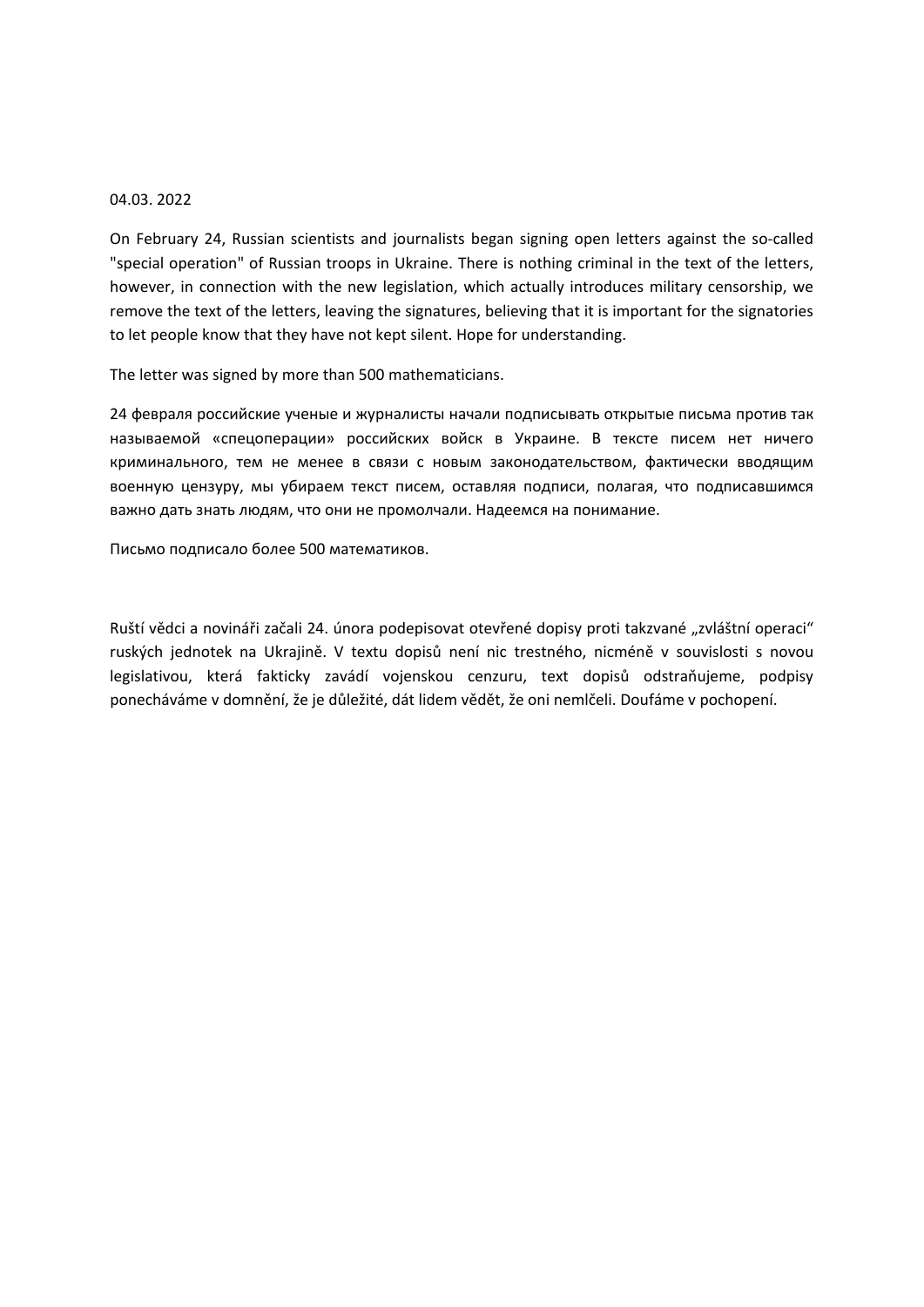04.03. 2022

On February 24, Russian scientists and journalists began signing open letters against the so-called "special operation" of Russian troops in Ukraine. There is nothing criminal in the text of the letters, however, in connection with the new legislation, which actually introduces military censorship, we remove the text of the letters, leaving the signatures, believing that it is important for the signatories to let people know that they have not kept silent. Hope for understanding.

The letter was signed by more than 500 mathematicians.

24 февраля российские ученые и журналисты начали подписывать открытые письма против так называемой «спецоперации» российских войск в Украине. В тексте писем нет ничего криминального, тем не менее в связи с новым законодательством, фактически вводящим военную цензуру, мы убираем текст писем, оставляя подписи, полагая, что подписавшимся важно дать знать людям, что они не промолчали. Надеемся на понимание.

Письмо подписало более 500 математиков.

Ruští vědci a novináři začali 24. února podepisovat otevřené dopisy proti takzvané „zvláštní operaci“ ruských jednotek na Ukrajině. V textu dopisů není nic trestného, nicméně v souvislosti s novou legislativou, která fakticky zavádí vojenskou cenzuru, text dopisů odstraňujeme, podpisy ponecháváme v domnění, že je důležité, dát lidem vědět, že oni nemlčeli. Doufáme v pochopení.